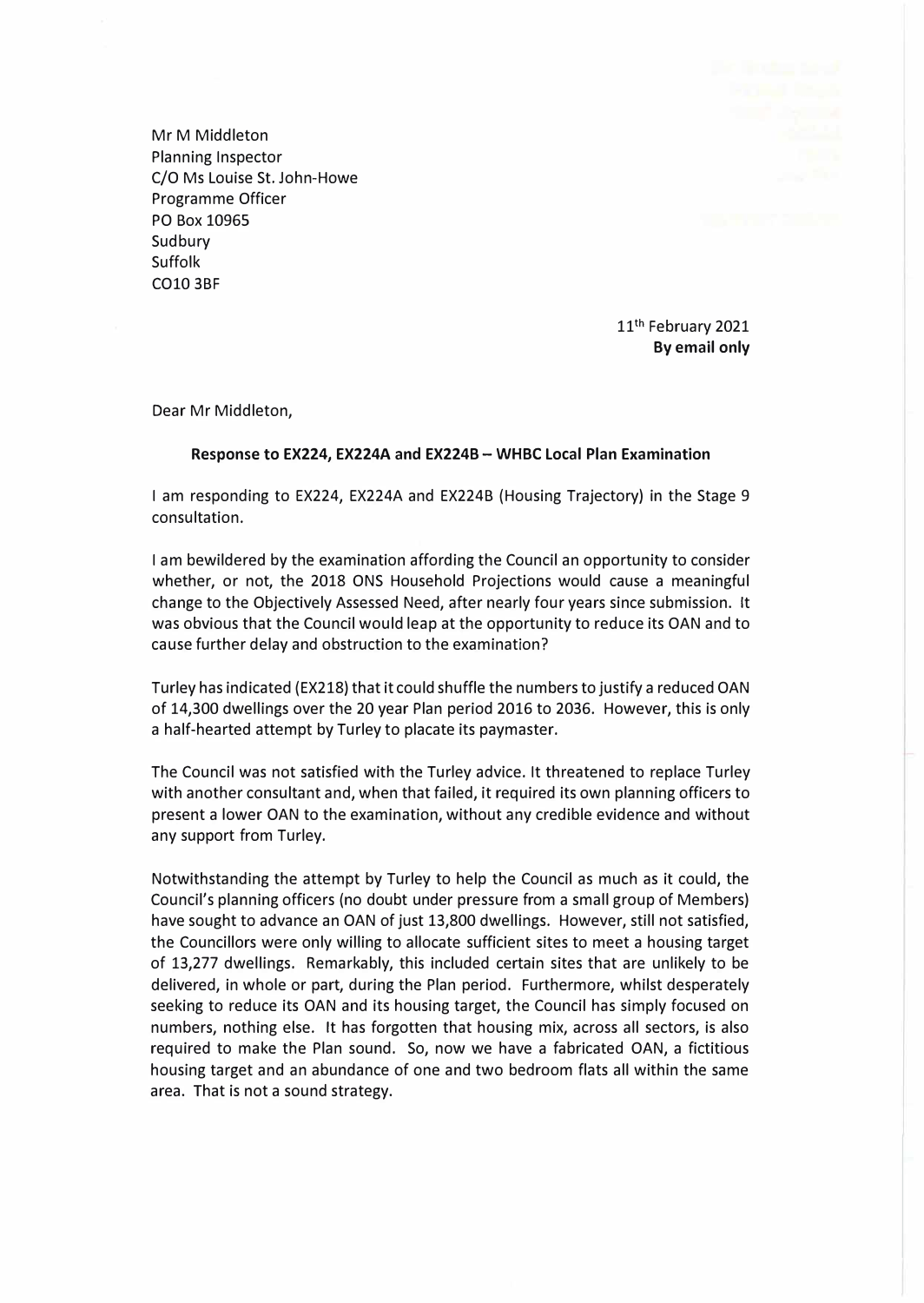Mr M Middleton
Planning Inspector
C/O Ms Louise St. John-Howe
Programme Officer
PO Box 10965
Sudbury
Suffolk
CO10 3BF

11th February 2021
**By email only**

Dear Mr Middleton,

**Response to EX224, EX224A and EX224B – WHBC Local Plan Examination**

I am responding to EX224, EX224A and EX224B (Housing Trajectory) in the Stage 9 consultation.

I am bewildered by the examination affording the Council an opportunity to consider whether, or not, the 2018 ONS Household Projections would cause a meaningful change to the Objectively Assessed Need, after nearly four years since submission. It was obvious that the Council would leap at the opportunity to reduce its OAN and to cause further delay and obstruction to the examination?

Turley has indicated (EX218) that it could shuffle the numbers to justify a reduced OAN of 14,300 dwellings over the 20 year Plan period 2016 to 2036. However, this is only a half-hearted attempt by Turley to placate its paymaster.

The Council was not satisfied with the Turley advice. It threatened to replace Turley with another consultant and, when that failed, it required its own planning officers to present a lower OAN to the examination, without any credible evidence and without any support from Turley.

Notwithstanding the attempt by Turley to help the Council as much as it could, the Council's planning officers (no doubt under pressure from a small group of Members) have sought to advance an OAN of just 13,800 dwellings. However, still not satisfied, the Councillors were only willing to allocate sufficient sites to meet a housing target of 13,277 dwellings. Remarkably, this included certain sites that are unlikely to be delivered, in whole or part, during the Plan period. Furthermore, whilst desperately seeking to reduce its OAN and its housing target, the Council has simply focused on numbers, nothing else. It has forgotten that housing mix, across all sectors, is also required to make the Plan sound. So, now we have a fabricated OAN, a fictitious housing target and an abundance of one and two bedroom flats all within the same area. That is not a sound strategy.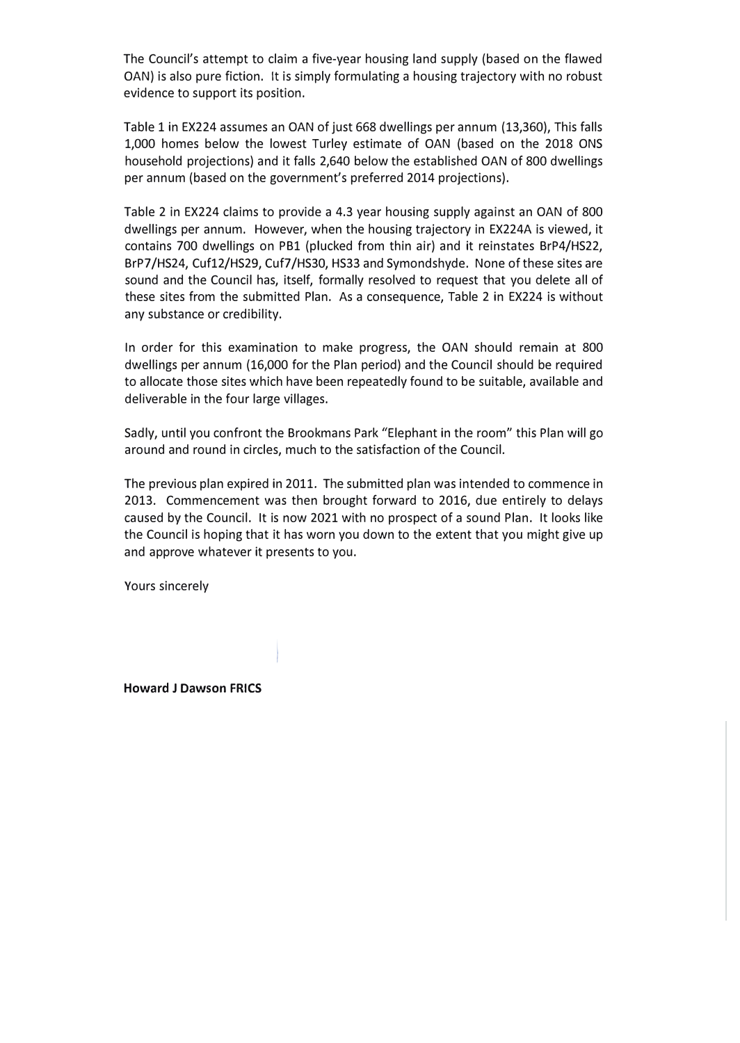The Council's attempt to claim a five-year housing land supply (based on the flawed OAN) is also pure fiction. It is simply formulating a housing trajectory with no robust evidence to support its position.

Table 1 in EX224 assumes an OAN of just 668 dwellings per annum (13,360), This falls 1,000 homes below the lowest Turley estimate of OAN (based on the 2018 ONS household projections) and it falls 2,640 below the established OAN of 800 dwellings per annum (based on the government's preferred 2014 projections).

Table 2 in EX224 claims to provide a 4.3 year housing supply against an OAN of 800 dwellings per annum. However, when the housing trajectory in EX224A is viewed, it contains 700 dwellings on PB1 (plucked from thin air) and it reinstates BrP4/HS22, BrP7/HS24, Cuf12/HS29, Cuf7/HS30, HS33 and Symondshyde. None of these sites are sound and the Council has, itself, formally resolved to request that you delete all of these sites from the submitted Plan. As a consequence, Table 2 in EX224 is without any substance or credibility.

In order for this examination to make progress, the OAN should remain at 800 dwellings per annum (16,000 for the Plan period) and the Council should be required to allocate those sites which have been repeatedly found to be suitable, available and deliverable in the four large villages.

Sadly, until you confront the Brookmans Park "Elephant in the room" this Plan will go around and round in circles, much to the satisfaction of the Council.

The previous plan expired in 2011. The submitted plan was intended to commence in 2013. Commencement was then brought forward to 2016, due entirely to delays caused by the Council. It is now 2021 with no prospect of a sound Plan. It looks like the Council is hoping that it has worn you down to the extent that you might give up and approve whatever it presents to you.

Yours sincerely

**Howard J Dawson FRICS**